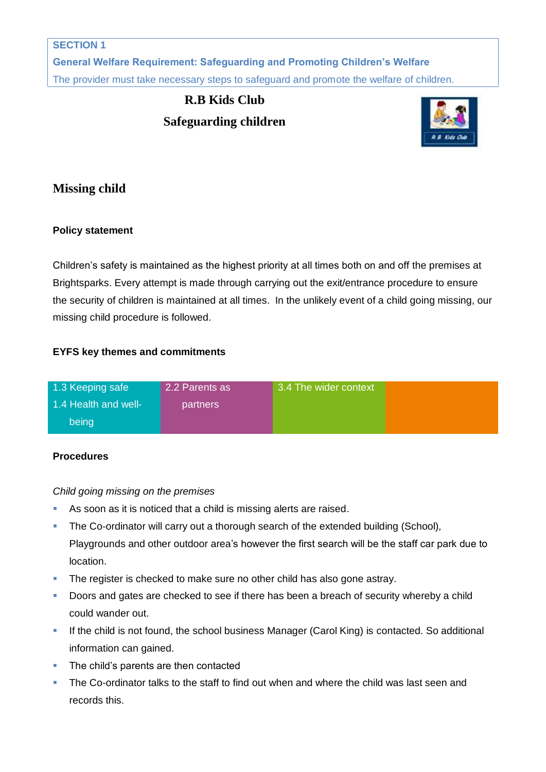**SECTION 1**

**General Welfare Requirement: Safeguarding and Promoting Children's Welfare**

The provider must take necessary steps to safeguard and promote the welfare of children.

# R.B Kids Club

# Safeguarding children

## Missing child

### Policy statement

Children's safety is maintained as the highest priority at all times both on and off the premises at Brightsparks. Every attempt is made through carrying out the exit/entrance procedure to ensure the security of children is maintained at all times. In the unlikely event of a child going missing, our missing child procedure is followed.

### EYFS key themes and commitments

| 1.3 Keeping safe<br>1.4 Health and well-being | 2.2 Parents as partners | 3.4 The wider context | |
|---|---|---|---|

### Procedures

*Child going missing on the premises*

- As soon as it is noticed that a child is missing alerts are raised.
- The Co-ordinator will carry out a thorough search of the extended building (School), Playgrounds and other outdoor area's however the first search will be the staff car park due to location.
- The register is checked to make sure no other child has also gone astray.
- Doors and gates are checked to see if there has been a breach of security whereby a child could wander out.
- If the child is not found, the school business Manager (Carol King) is contacted. So additional information can gained.
- The child's parents are then contacted
- The Co-ordinator talks to the staff to find out when and where the child was last seen and records this.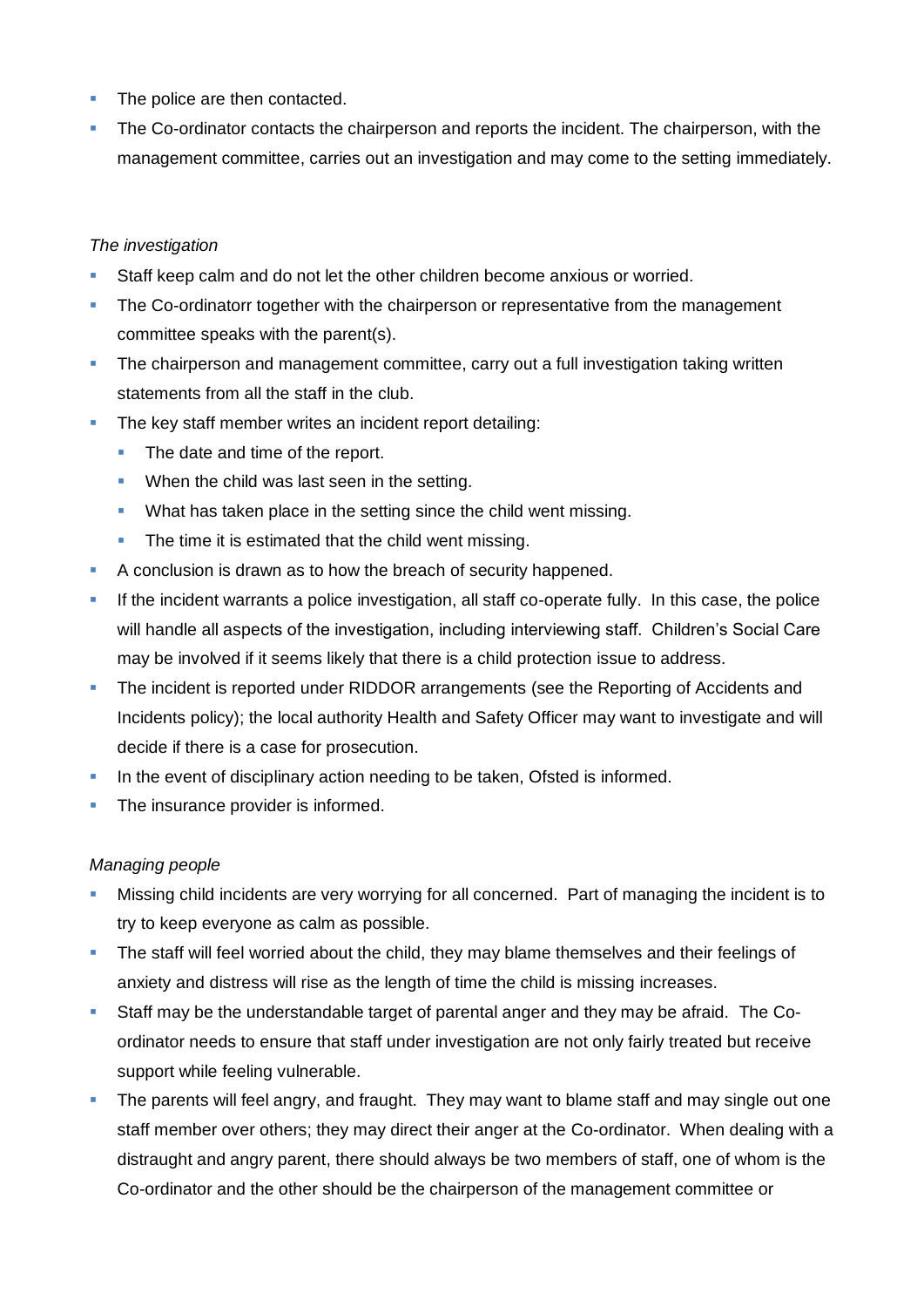- The police are then contacted.
- The Co-ordinator contacts the chairperson and reports the incident. The chairperson, with the management committee, carries out an investigation and may come to the setting immediately.

*The investigation*

- Staff keep calm and do not let the other children become anxious or worried.
- The Co-ordinatorr together with the chairperson or representative from the management committee speaks with the parent(s).
- The chairperson and management committee, carry out a full investigation taking written statements from all the staff in the club.
- The key staff member writes an incident report detailing:
  - The date and time of the report.
  - When the child was last seen in the setting.
  - What has taken place in the setting since the child went missing.
  - The time it is estimated that the child went missing.
- A conclusion is drawn as to how the breach of security happened.
- If the incident warrants a police investigation, all staff co-operate fully. In this case, the police will handle all aspects of the investigation, including interviewing staff. Children's Social Care may be involved if it seems likely that there is a child protection issue to address.
- The incident is reported under RIDDOR arrangements (see the Reporting of Accidents and Incidents policy); the local authority Health and Safety Officer may want to investigate and will decide if there is a case for prosecution.
- In the event of disciplinary action needing to be taken, Ofsted is informed.
- The insurance provider is informed.

*Managing people*

- Missing child incidents are very worrying for all concerned. Part of managing the incident is to try to keep everyone as calm as possible.
- The staff will feel worried about the child, they may blame themselves and their feelings of anxiety and distress will rise as the length of time the child is missing increases.
- Staff may be the understandable target of parental anger and they may be afraid. The Co-ordinator needs to ensure that staff under investigation are not only fairly treated but receive support while feeling vulnerable.
- The parents will feel angry, and fraught. They may want to blame staff and may single out one staff member over others; they may direct their anger at the Co-ordinator. When dealing with a distraught and angry parent, there should always be two members of staff, one of whom is the Co-ordinator and the other should be the chairperson of the management committee or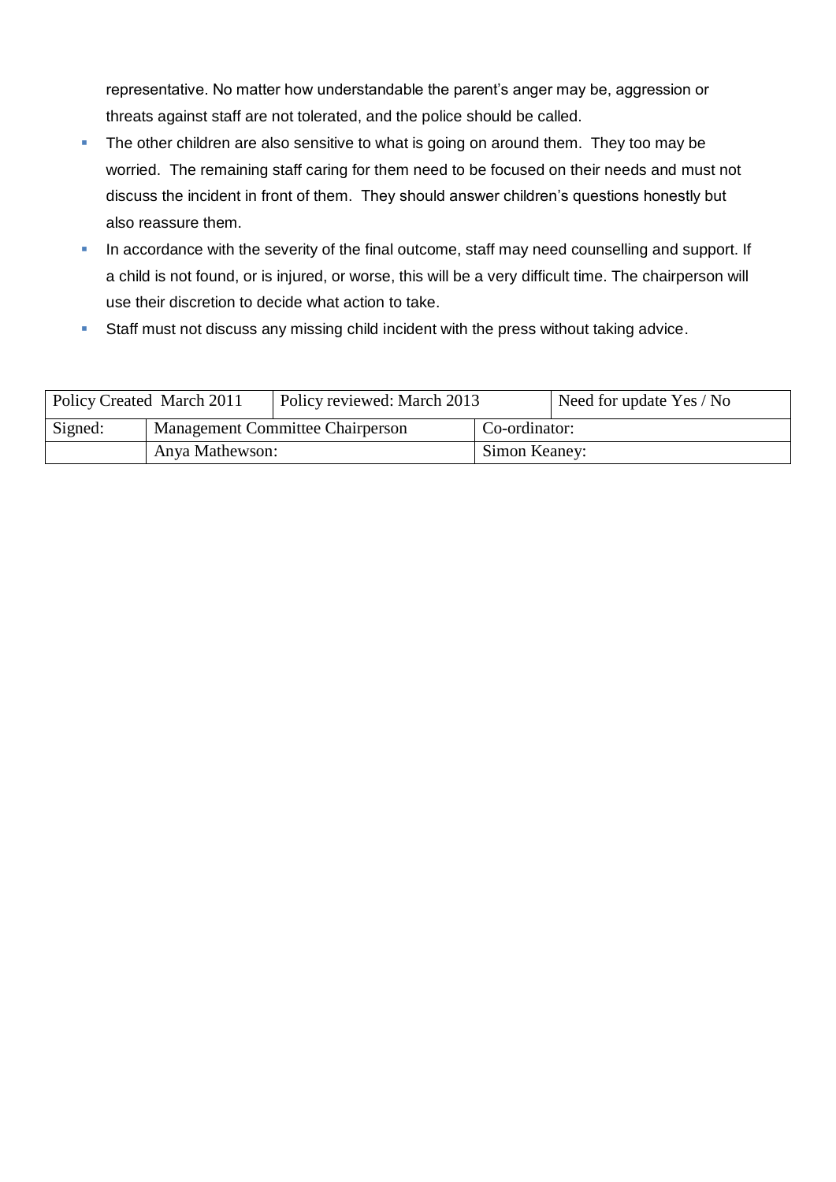representative. No matter how understandable the parent's anger may be, aggression or threats against staff are not tolerated, and the police should be called.

- The other children are also sensitive to what is going on around them. They too may be worried. The remaining staff caring for them need to be focused on their needs and must not discuss the incident in front of them. They should answer children's questions honestly but also reassure them.
- In accordance with the severity of the final outcome, staff may need counselling and support. If a child is not found, or is injured, or worse, this will be a very difficult time. The chairperson will use their discretion to decide what action to take.
- Staff must not discuss any missing child incident with the press without taking advice.

| | | | |
|---|---|---|---|
| Policy Created March 2011 | Policy reviewed: March 2013 | | Need for update Yes / No |
| Signed: | Management Committee Chairperson | Co-ordinator: | |
| | Anya Mathewson: | Simon Keaney: | |